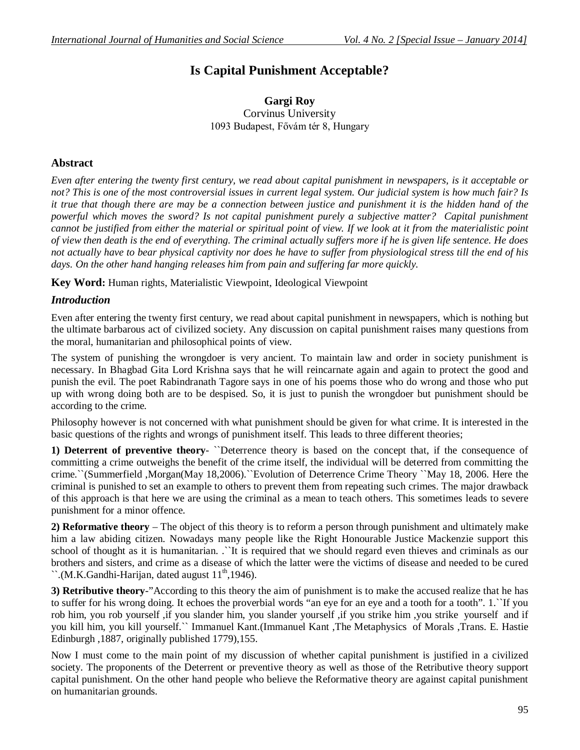# Is Capital Punishment Acceptable?

**Gargi Roy**
Corvinus University
1093 Budapest, Fővám tér 8, Hungary

## Abstract

*Even after entering the twenty first century, we read about capital punishment in newspapers, is it acceptable or not? This is one of the most controversial issues in current legal system. Our judicial system is how much fair? Is it true that though there are may be a connection between justice and punishment it is the hidden hand of the powerful which moves the sword? Is not capital punishment purely a subjective matter? Capital punishment cannot be justified from either the material or spiritual point of view. If we look at it from the materialistic point of view then death is the end of everything. The criminal actually suffers more if he is given life sentence. He does not actually have to bear physical captivity nor does he have to suffer from physiological stress till the end of his days. On the other hand hanging releases him from pain and suffering far more quickly.*

**Key Word:** Human rights, Materialistic Viewpoint, Ideological Viewpoint

## *Introduction*

Even after entering the twenty first century, we read about capital punishment in newspapers, which is nothing but the ultimate barbarous act of civilized society. Any discussion on capital punishment raises many questions from the moral, humanitarian and philosophical points of view.

The system of punishing the wrongdoer is very ancient. To maintain law and order in society punishment is necessary. In Bhagbad Gita Lord Krishna says that he will reincarnate again and again to protect the good and punish the evil. The poet Rabindranath Tagore says in one of his poems those who do wrong and those who put up with wrong doing both are to be despised. So, it is just to punish the wrongdoer but punishment should be according to the crime.

Philosophy however is not concerned with what punishment should be given for what crime. It is interested in the basic questions of the rights and wrongs of punishment itself. This leads to three different theories;

**1) Deterrent of preventive theory**- ``Deterrence theory is based on the concept that, if the consequence of committing a crime outweighs the benefit of the crime itself, the individual will be deterred from committing the crime.``(Summerfield ,Morgan(May 18,2006).``Evolution of Deterrence Crime Theory ``May 18, 2006. Here the criminal is punished to set an example to others to prevent them from repeating such crimes. The major drawback of this approach is that here we are using the criminal as a mean to teach others. This sometimes leads to severe punishment for a minor offence.

**2) Reformative theory** – The object of this theory is to reform a person through punishment and ultimately make him a law abiding citizen. Nowadays many people like the Right Honourable Justice Mackenzie support this school of thought as it is humanitarian. .``It is required that we should regard even thieves and criminals as our brothers and sisters, and crime as a disease of which the latter were the victims of disease and needed to be cured ``.(M.K.Gandhi-Harijan, dated august 11th,1946).

**3) Retributive theory**-"According to this theory the aim of punishment is to make the accused realize that he has to suffer for his wrong doing. It echoes the proverbial words "an eye for an eye and a tooth for a tooth". 1.``If you rob him, you rob yourself ,if you slander him, you slander yourself ,if you strike him ,you strike yourself and if you kill him, you kill yourself.`` Immanuel Kant.(Immanuel Kant ,The Metaphysics of Morals ,Trans. E. Hastie Edinburgh ,1887, originally published 1779),155.

Now I must come to the main point of my discussion of whether capital punishment is justified in a civilized society. The proponents of the Deterrent or preventive theory as well as those of the Retributive theory support capital punishment. On the other hand people who believe the Reformative theory are against capital punishment on humanitarian grounds.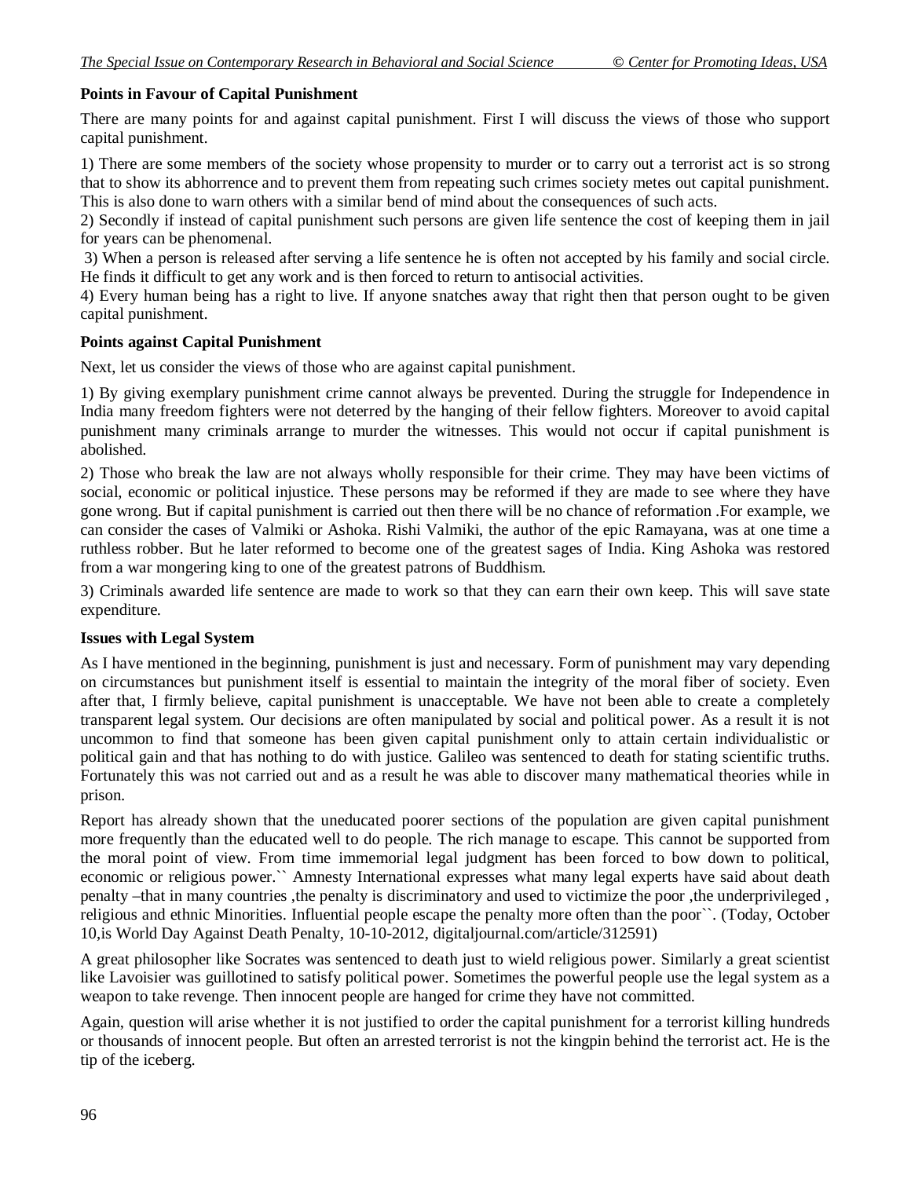**Points in Favour of Capital Punishment**

There are many points for and against capital punishment. First I will discuss the views of those who support capital punishment.

1) There are some members of the society whose propensity to murder or to carry out a terrorist act is so strong that to show its abhorrence and to prevent them from repeating such crimes society metes out capital punishment. This is also done to warn others with a similar bend of mind about the consequences of such acts.

2) Secondly if instead of capital punishment such persons are given life sentence the cost of keeping them in jail for years can be phenomenal.

3) When a person is released after serving a life sentence he is often not accepted by his family and social circle. He finds it difficult to get any work and is then forced to return to antisocial activities.

4) Every human being has a right to live. If anyone snatches away that right then that person ought to be given capital punishment.

**Points against Capital Punishment**

Next, let us consider the views of those who are against capital punishment.

1) By giving exemplary punishment crime cannot always be prevented. During the struggle for Independence in India many freedom fighters were not deterred by the hanging of their fellow fighters. Moreover to avoid capital punishment many criminals arrange to murder the witnesses. This would not occur if capital punishment is abolished.

2) Those who break the law are not always wholly responsible for their crime. They may have been victims of social, economic or political injustice. These persons may be reformed if they are made to see where they have gone wrong. But if capital punishment is carried out then there will be no chance of reformation .For example, we can consider the cases of Valmiki or Ashoka. Rishi Valmiki, the author of the epic Ramayana, was at one time a ruthless robber. But he later reformed to become one of the greatest sages of India. King Ashoka was restored from a war mongering king to one of the greatest patrons of Buddhism.

3) Criminals awarded life sentence are made to work so that they can earn their own keep. This will save state expenditure.

**Issues with Legal System**

As I have mentioned in the beginning, punishment is just and necessary. Form of punishment may vary depending on circumstances but punishment itself is essential to maintain the integrity of the moral fiber of society. Even after that, I firmly believe, capital punishment is unacceptable. We have not been able to create a completely transparent legal system. Our decisions are often manipulated by social and political power. As a result it is not uncommon to find that someone has been given capital punishment only to attain certain individualistic or political gain and that has nothing to do with justice. Galileo was sentenced to death for stating scientific truths. Fortunately this was not carried out and as a result he was able to discover many mathematical theories while in prison.

Report has already shown that the uneducated poorer sections of the population are given capital punishment more frequently than the educated well to do people. The rich manage to escape. This cannot be supported from the moral point of view. From time immemorial legal judgment has been forced to bow down to political, economic or religious power.`` Amnesty International expresses what many legal experts have said about death penalty –that in many countries ,the penalty is discriminatory and used to victimize the poor ,the underprivileged , religious and ethnic Minorities. Influential people escape the penalty more often than the poor``. (Today, October 10,is World Day Against Death Penalty, 10-10-2012, digitaljournal.com/article/312591)

A great philosopher like Socrates was sentenced to death just to wield religious power. Similarly a great scientist like Lavoisier was guillotined to satisfy political power. Sometimes the powerful people use the legal system as a weapon to take revenge. Then innocent people are hanged for crime they have not committed.

Again, question will arise whether it is not justified to order the capital punishment for a terrorist killing hundreds or thousands of innocent people. But often an arrested terrorist is not the kingpin behind the terrorist act. He is the tip of the iceberg.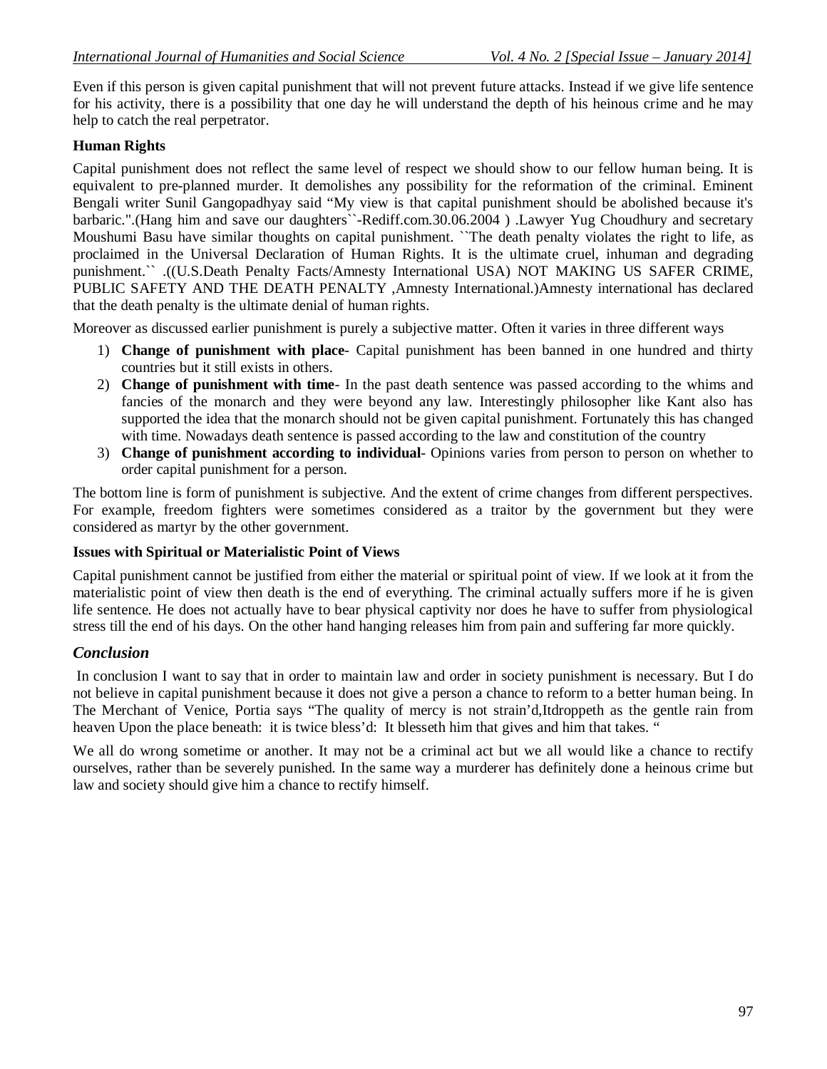Even if this person is given capital punishment that will not prevent future attacks. Instead if we give life sentence for his activity, there is a possibility that one day he will understand the depth of his heinous crime and he may help to catch the real perpetrator.

**Human Rights**

Capital punishment does not reflect the same level of respect we should show to our fellow human being. It is equivalent to pre-planned murder. It demolishes any possibility for the reformation of the criminal. Eminent Bengali writer Sunil Gangopadhyay said "My view is that capital punishment should be abolished because it's barbaric.".(Hang him and save our daughters``-Rediff.com.30.06.2004 ) .Lawyer Yug Choudhury and secretary Moushumi Basu have similar thoughts on capital punishment. ``The death penalty violates the right to life, as proclaimed in the Universal Declaration of Human Rights. It is the ultimate cruel, inhuman and degrading punishment.`` .((U.S.Death Penalty Facts/Amnesty International USA) NOT MAKING US SAFER CRIME, PUBLIC SAFETY AND THE DEATH PENALTY ,Amnesty International.)Amnesty international has declared that the death penalty is the ultimate denial of human rights.

Moreover as discussed earlier punishment is purely a subjective matter. Often it varies in three different ways

1) **Change of punishment with place**- Capital punishment has been banned in one hundred and thirty countries but it still exists in others.
2) **Change of punishment with time**- In the past death sentence was passed according to the whims and fancies of the monarch and they were beyond any law. Interestingly philosopher like Kant also has supported the idea that the monarch should not be given capital punishment. Fortunately this has changed with time. Nowadays death sentence is passed according to the law and constitution of the country
3) **Change of punishment according to individual**- Opinions varies from person to person on whether to order capital punishment for a person.

The bottom line is form of punishment is subjective. And the extent of crime changes from different perspectives. For example, freedom fighters were sometimes considered as a traitor by the government but they were considered as martyr by the other government.

**Issues with Spiritual or Materialistic Point of Views**

Capital punishment cannot be justified from either the material or spiritual point of view. If we look at it from the materialistic point of view then death is the end of everything. The criminal actually suffers more if he is given life sentence. He does not actually have to bear physical captivity nor does he have to suffer from physiological stress till the end of his days. On the other hand hanging releases him from pain and suffering far more quickly.

## *Conclusion*

In conclusion I want to say that in order to maintain law and order in society punishment is necessary. But I do not believe in capital punishment because it does not give a person a chance to reform to a better human being. In The Merchant of Venice, Portia says "The quality of mercy is not strain'd,Itdroppeth as the gentle rain from heaven Upon the place beneath: it is twice bless'd: It blesseth him that gives and him that takes. "

We all do wrong sometime or another. It may not be a criminal act but we all would like a chance to rectify ourselves, rather than be severely punished. In the same way a murderer has definitely done a heinous crime but law and society should give him a chance to rectify himself.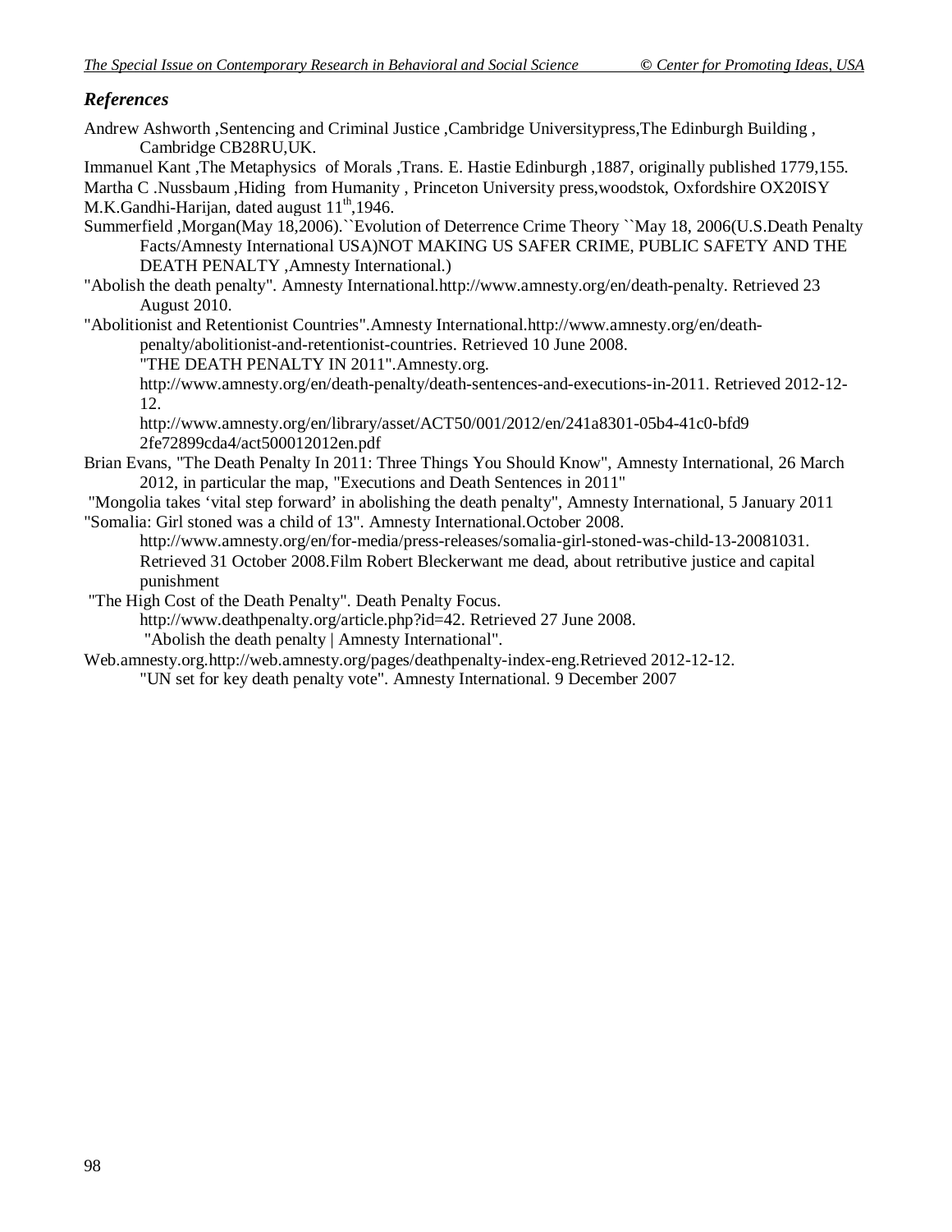### *References*

Andrew Ashworth ,Sentencing and Criminal Justice ,Cambridge Universitypress,The Edinburgh Building , Cambridge CB28RU,UK.

Immanuel Kant ,The Metaphysics of Morals ,Trans. E. Hastie Edinburgh ,1887, originally published 1779,155.

Martha C .Nussbaum ,Hiding from Humanity , Princeton University press,woodstok, Oxfordshire OX20ISY

M.K.Gandhi-Harijan, dated august 11th,1946.

Summerfield ,Morgan(May 18,2006).``Evolution of Deterrence Crime Theory ``May 18, 2006(U.S.Death Penalty Facts/Amnesty International USA)NOT MAKING US SAFER CRIME, PUBLIC SAFETY AND THE DEATH PENALTY ,Amnesty International.)

"Abolish the death penalty". Amnesty International.http://www.amnesty.org/en/death-penalty. Retrieved 23 August 2010.

"Abolitionist and Retentionist Countries".Amnesty International.http://www.amnesty.org/en/death-penalty/abolitionist-and-retentionist-countries. Retrieved 10 June 2008.
"THE DEATH PENALTY IN 2011".Amnesty.org.
http://www.amnesty.org/en/death-penalty/death-sentences-and-executions-in-2011. Retrieved 2012-12-12.
http://www.amnesty.org/en/library/asset/ACT50/001/2012/en/241a8301-05b4-41c0-bfd9 2fe72899cda4/act500012012en.pdf

Brian Evans, "The Death Penalty In 2011: Three Things You Should Know", Amnesty International, 26 March 2012, in particular the map, "Executions and Death Sentences in 2011"

"Mongolia takes 'vital step forward' in abolishing the death penalty", Amnesty International, 5 January 2011

"Somalia: Girl stoned was a child of 13". Amnesty International.October 2008.
http://www.amnesty.org/en/for-media/press-releases/somalia-girl-stoned-was-child-13-20081031. Retrieved 31 October 2008.Film Robert Bleckerwant me dead, about retributive justice and capital punishment

"The High Cost of the Death Penalty". Death Penalty Focus.
http://www.deathpenalty.org/article.php?id=42. Retrieved 27 June 2008.
"Abolish the death penalty | Amnesty International".

Web.amnesty.org.http://web.amnesty.org/pages/deathpenalty-index-eng.Retrieved 2012-12-12.
"UN set for key death penalty vote". Amnesty International. 9 December 2007